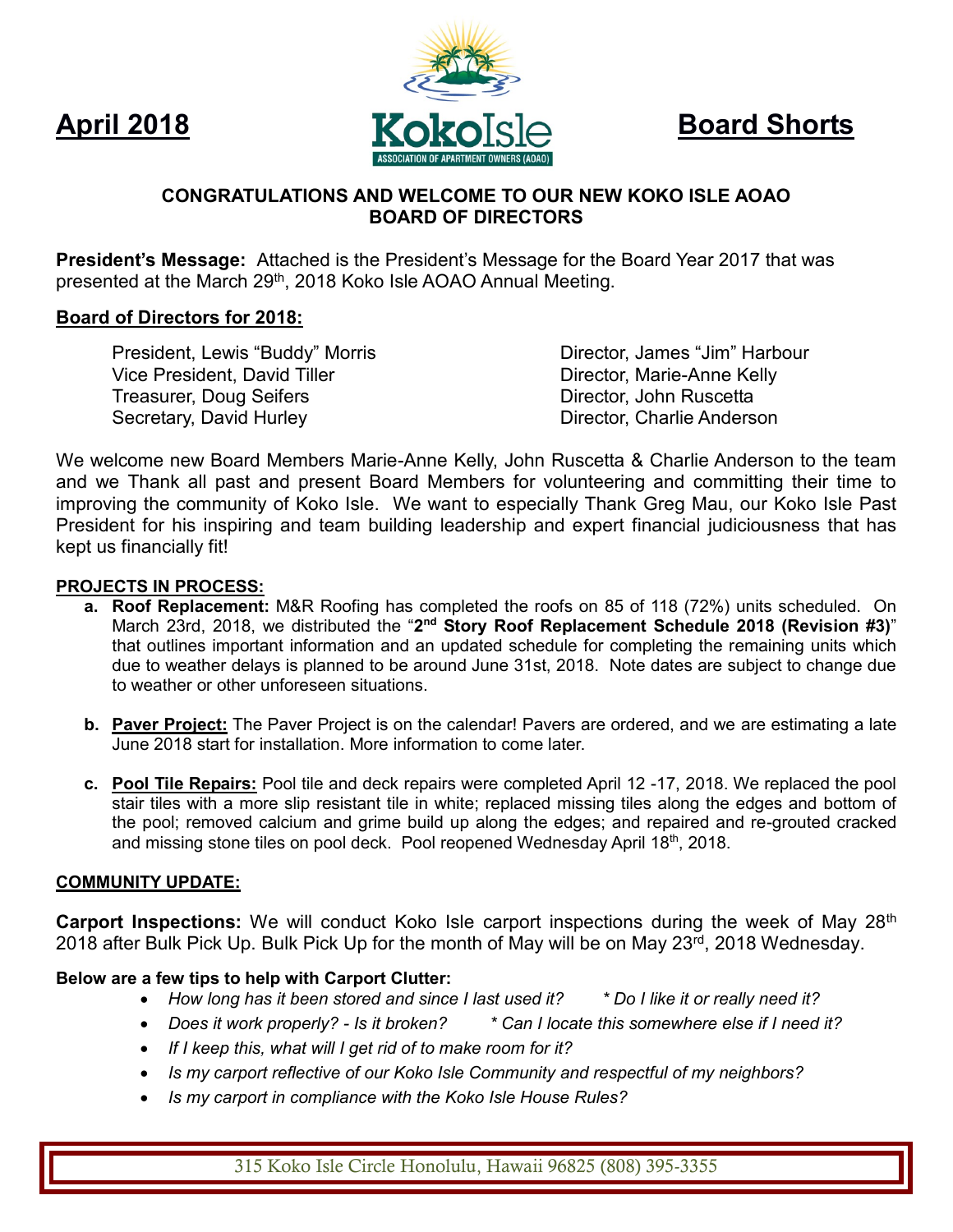**April 2018** | **KokoIsle** ASSOCIATION OF APARTMENT OWNERS (AOAO) | **Board Shorts**

## CONGRATULATIONS AND WELCOME TO OUR NEW KOKO ISLE AOAO BOARD OF DIRECTORS

**President's Message:** Attached is the President's Message for the Board Year 2017 that was presented at the March 29th, 2018 Koko Isle AOAO Annual Meeting.

**Board of Directors for 2018:**

- President, Lewis "Buddy" Morris
- Vice President, David Tiller
- Treasurer, Doug Seifers
- Secretary, David Hurley
- Director, James "Jim" Harbour
- Director, Marie-Anne Kelly
- Director, John Ruscetta
- Director, Charlie Anderson

We welcome new Board Members Marie-Anne Kelly, John Ruscetta & Charlie Anderson to the team and we Thank all past and present Board Members for volunteering and committing their time to improving the community of Koko Isle. We want to especially Thank Greg Mau, our Koko Isle Past President for his inspiring and team building leadership and expert financial judiciousness that has kept us financially fit!

**PROJECTS IN PROCESS:**

a. **Roof Replacement:** M&R Roofing has completed the roofs on 85 of 118 (72%) units scheduled. On March 23rd, 2018, we distributed the "**2nd Story Roof Replacement Schedule 2018 (Revision #3)**" that outlines important information and an updated schedule for completing the remaining units which due to weather delays is planned to be around June 31st, 2018. Note dates are subject to change due to weather or other unforeseen situations.

b. **Paver Project:** The Paver Project is on the calendar! Pavers are ordered, and we are estimating a late June 2018 start for installation. More information to come later.

c. **Pool Tile Repairs:** Pool tile and deck repairs were completed April 12 -17, 2018. We replaced the pool stair tiles with a more slip resistant tile in white; replaced missing tiles along the edges and bottom of the pool; removed calcium and grime build up along the edges; and repaired and re-grouted cracked and missing stone tiles on pool deck. Pool reopened Wednesday April 18th, 2018.

**COMMUNITY UPDATE:**

**Carport Inspections:** We will conduct Koko Isle carport inspections during the week of May 28th 2018 after Bulk Pick Up. Bulk Pick Up for the month of May will be on May 23rd, 2018 Wednesday.

**Below are a few tips to help with Carport Clutter:**

- *How long has it been stored and since I last used it?* &nbsp;&nbsp; *\* Do I like it or really need it?*
- *Does it work properly? - Is it broken?* &nbsp;&nbsp; *\* Can I locate this somewhere else if I need it?*
- *If I keep this, what will I get rid of to make room for it?*
- *Is my carport reflective of our Koko Isle Community and respectful of my neighbors?*
- *Is my carport in compliance with the Koko Isle House Rules?*

315 Koko Isle Circle Honolulu, Hawaii 96825 (808) 395-3355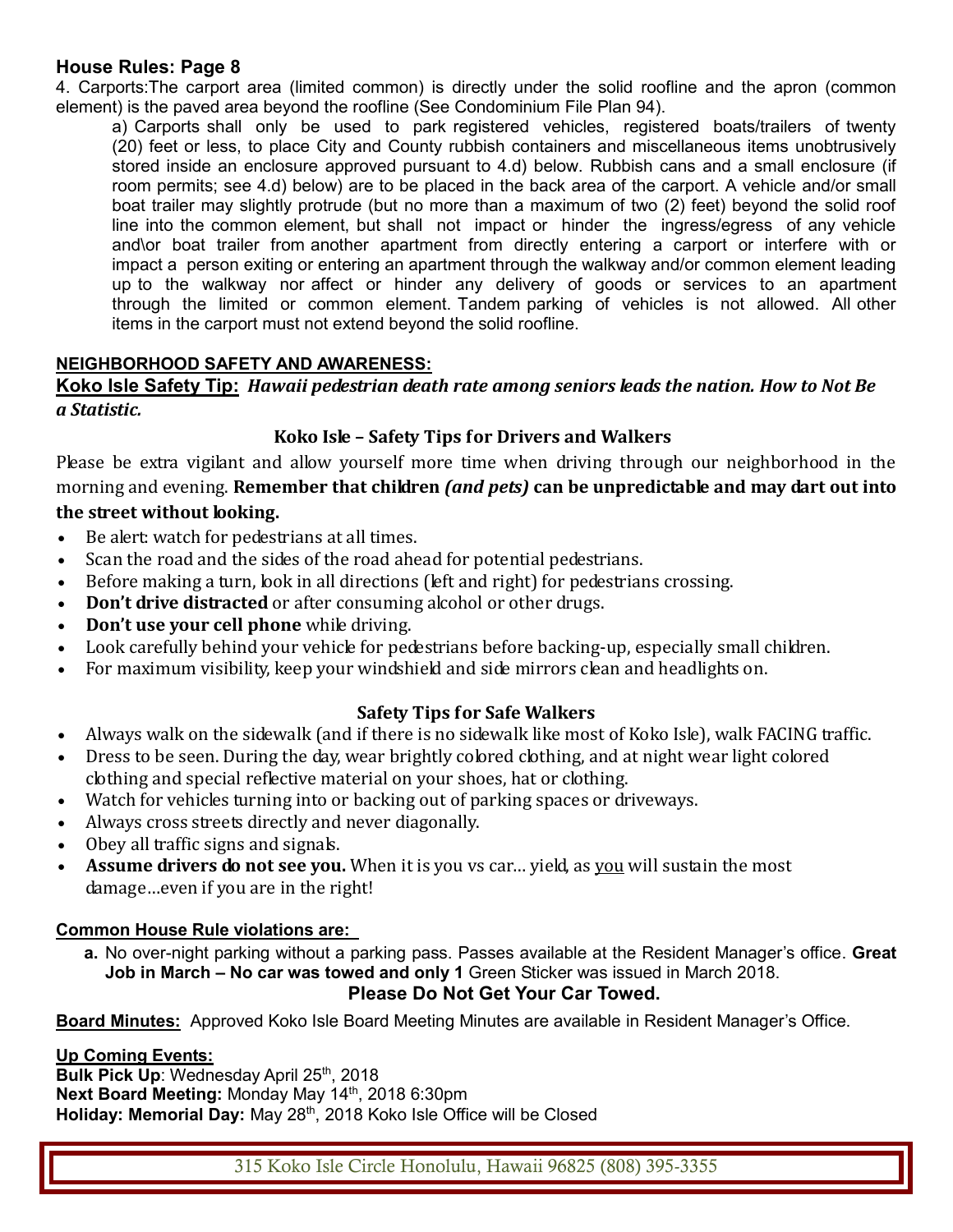## House Rules: Page 8

4. Carports:The carport area (limited common) is directly under the solid roofline and the apron (common element) is the paved area beyond the roofline (See Condominium File Plan 94).

a) Carports shall only be used to park registered vehicles, registered boats/trailers of twenty (20) feet or less, to place City and County rubbish containers and miscellaneous items unobtrusively stored inside an enclosure approved pursuant to 4.d) below. Rubbish cans and a small enclosure (if room permits; see 4.d) below) are to be placed in the back area of the carport. A vehicle and/or small boat trailer may slightly protrude (but no more than a maximum of two (2) feet) beyond the solid roof line into the common element, but shall not impact or hinder the ingress/egress of any vehicle and\or boat trailer from another apartment from directly entering a carport or interfere with or impact a person exiting or entering an apartment through the walkway and/or common element leading up to the walkway nor affect or hinder any delivery of goods or services to an apartment through the limited or common element. Tandem parking of vehicles is not allowed. All other items in the carport must not extend beyond the solid roofline.

**NEIGHBORHOOD SAFETY AND AWARENESS:**

**Koko Isle Safety Tip:** ***Hawaii pedestrian death rate among seniors leads the nation. How to Not Be a Statistic.***

### Koko Isle – Safety Tips for Drivers and Walkers

Please be extra vigilant and allow yourself more time when driving through our neighborhood in the morning and evening. **Remember that children *(and pets)* can be unpredictable and may dart out into the street without looking.**

- Be alert: watch for pedestrians at all times.
- Scan the road and the sides of the road ahead for potential pedestrians.
- Before making a turn, look in all directions (left and right) for pedestrians crossing.
- **Don't drive distracted** or after consuming alcohol or other drugs.
- **Don't use your cell phone** while driving.
- Look carefully behind your vehicle for pedestrians before backing-up, especially small children.
- For maximum visibility, keep your windshield and side mirrors clean and headlights on.

### Safety Tips for Safe Walkers

- Always walk on the sidewalk (and if there is no sidewalk like most of Koko Isle), walk FACING traffic.
- Dress to be seen. During the day, wear brightly colored clothing, and at night wear light colored clothing and special reflective material on your shoes, hat or clothing.
- Watch for vehicles turning into or backing out of parking spaces or driveways.
- Always cross streets directly and never diagonally.
- Obey all traffic signs and signals.
- **Assume drivers do not see you.** When it is you vs car… yield, as you will sustain the most damage…even if you are in the right!

**Common House Rule violations are:**

a. No over-night parking without a parking pass. Passes available at the Resident Manager's office. **Great Job in March – No car was towed and only 1** Green Sticker was issued in March 2018.

**Please Do Not Get Your Car Towed.**

**Board Minutes:** Approved Koko Isle Board Meeting Minutes are available in Resident Manager's Office.

**Up Coming Events:**

**Bulk Pick Up**: Wednesday April 25th, 2018
**Next Board Meeting:** Monday May 14th, 2018 6:30pm
**Holiday: Memorial Day:** May 28th, 2018 Koko Isle Office will be Closed

315 Koko Isle Circle Honolulu, Hawaii 96825 (808) 395-3355